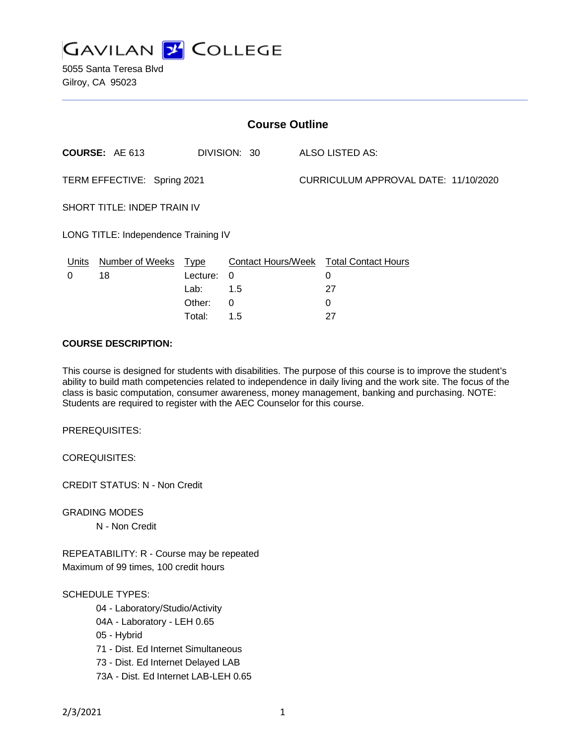# GAVILAN COLLEGE

5055 Santa Teresa Blvd
Gilroy, CA 95023

## Course Outline

**COURSE:** AE 613 DIVISION: 30 ALSO LISTED AS:

TERM EFFECTIVE: Spring 2021 CURRICULUM APPROVAL DATE: 11/10/2020

SHORT TITLE: INDEP TRAIN IV

LONG TITLE: Independence Training IV

| Units | Number of Weeks | Type | Contact Hours/Week | Total Contact Hours |
|---|---|---|---|---|
| 0 | 18 | Lecture: | 0 | 0 |
| | | Lab: | 1.5 | 27 |
| | | Other: | 0 | 0 |
| | | Total: | 1.5 | 27 |

**COURSE DESCRIPTION:**

This course is designed for students with disabilities. The purpose of this course is to improve the student's ability to build math competencies related to independence in daily living and the work site. The focus of the class is basic computation, consumer awareness, money management, banking and purchasing. NOTE: Students are required to register with the AEC Counselor for this course.

PREREQUISITES:

COREQUISITES:

CREDIT STATUS: N - Non Credit

GRADING MODES

N - Non Credit

REPEATABILITY: R - Course may be repeated
Maximum of 99 times, 100 credit hours

SCHEDULE TYPES:

04 - Laboratory/Studio/Activity
04A - Laboratory - LEH 0.65
05 - Hybrid
71 - Dist. Ed Internet Simultaneous
73 - Dist. Ed Internet Delayed LAB
73A - Dist. Ed Internet LAB-LEH 0.65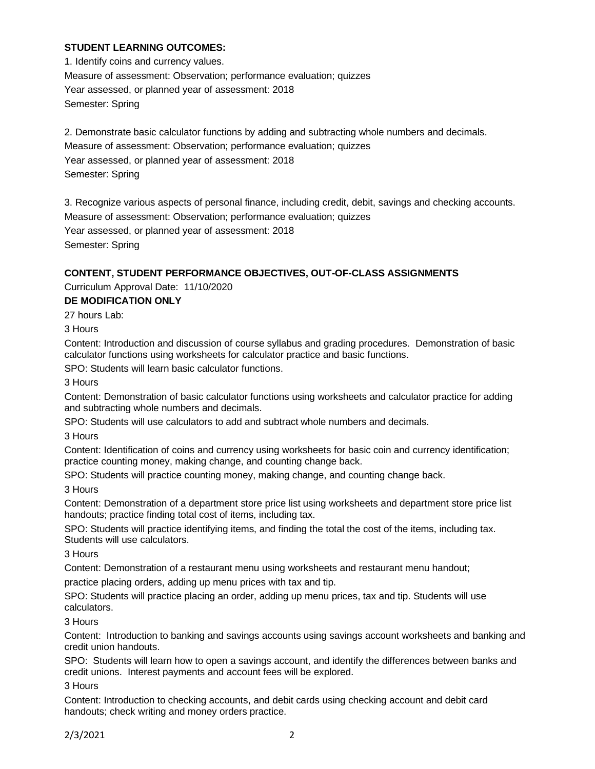**STUDENT LEARNING OUTCOMES:**

1. Identify coins and currency values.
Measure of assessment: Observation; performance evaluation; quizzes
Year assessed, or planned year of assessment: 2018
Semester: Spring

2. Demonstrate basic calculator functions by adding and subtracting whole numbers and decimals.
Measure of assessment: Observation; performance evaluation; quizzes
Year assessed, or planned year of assessment: 2018
Semester: Spring

3. Recognize various aspects of personal finance, including credit, debit, savings and checking accounts.
Measure of assessment: Observation; performance evaluation; quizzes
Year assessed, or planned year of assessment: 2018
Semester: Spring

**CONTENT, STUDENT PERFORMANCE OBJECTIVES, OUT-OF-CLASS ASSIGNMENTS**

Curriculum Approval Date: 11/10/2020

**DE MODIFICATION ONLY**

27 hours Lab:

3 Hours

Content: Introduction and discussion of course syllabus and grading procedures. Demonstration of basic calculator functions using worksheets for calculator practice and basic functions.

SPO: Students will learn basic calculator functions.

3 Hours

Content: Demonstration of basic calculator functions using worksheets and calculator practice for adding and subtracting whole numbers and decimals.

SPO: Students will use calculators to add and subtract whole numbers and decimals.

3 Hours

Content: Identification of coins and currency using worksheets for basic coin and currency identification; practice counting money, making change, and counting change back.

SPO: Students will practice counting money, making change, and counting change back.

3 Hours

Content: Demonstration of a department store price list using worksheets and department store price list handouts; practice finding total cost of items, including tax.

SPO: Students will practice identifying items, and finding the total the cost of the items, including tax. Students will use calculators.

3 Hours

Content: Demonstration of a restaurant menu using worksheets and restaurant menu handout;
practice placing orders, adding up menu prices with tax and tip.

SPO: Students will practice placing an order, adding up menu prices, tax and tip. Students will use calculators.

3 Hours

Content: Introduction to banking and savings accounts using savings account worksheets and banking and credit union handouts.

SPO: Students will learn how to open a savings account, and identify the differences between banks and credit unions. Interest payments and account fees will be explored.

3 Hours

Content: Introduction to checking accounts, and debit cards using checking account and debit card handouts; check writing and money orders practice.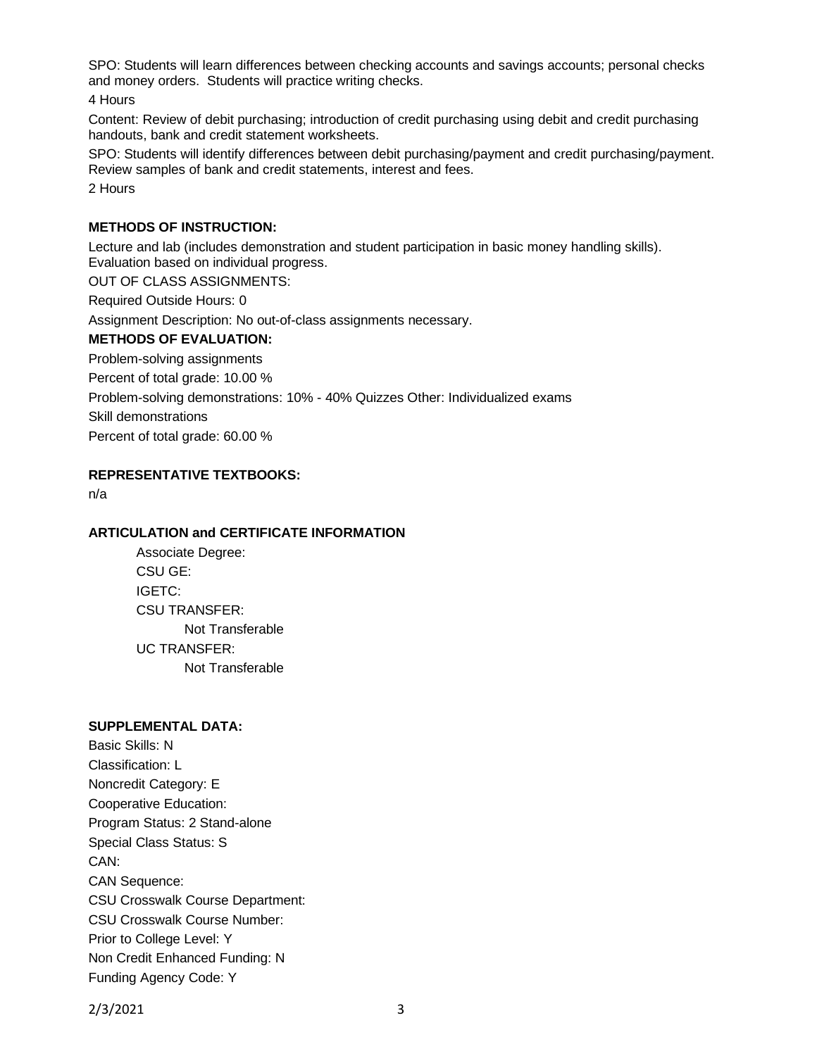SPO: Students will learn differences between checking accounts and savings accounts; personal checks and money orders. Students will practice writing checks.

4 Hours

Content: Review of debit purchasing; introduction of credit purchasing using debit and credit purchasing handouts, bank and credit statement worksheets.

SPO: Students will identify differences between debit purchasing/payment and credit purchasing/payment. Review samples of bank and credit statements, interest and fees.

2 Hours

**METHODS OF INSTRUCTION:**

Lecture and lab (includes demonstration and student participation in basic money handling skills). Evaluation based on individual progress.

OUT OF CLASS ASSIGNMENTS:

Required Outside Hours: 0

Assignment Description: No out-of-class assignments necessary.

**METHODS OF EVALUATION:**

Problem-solving assignments

Percent of total grade: 10.00 %

Problem-solving demonstrations: 10% - 40% Quizzes Other: Individualized exams

Skill demonstrations

Percent of total grade: 60.00 %

**REPRESENTATIVE TEXTBOOKS:**

n/a

**ARTICULATION and CERTIFICATE INFORMATION**

Associate Degree:

CSU GE:

IGETC:

CSU TRANSFER:

Not Transferable

UC TRANSFER:

Not Transferable

**SUPPLEMENTAL DATA:**

Basic Skills: N

Classification: L

Noncredit Category: E

Cooperative Education:

Program Status: 2 Stand-alone

Special Class Status: S

CAN:

CAN Sequence:

CSU Crosswalk Course Department:

CSU Crosswalk Course Number:

Prior to College Level: Y

Non Credit Enhanced Funding: N

Funding Agency Code: Y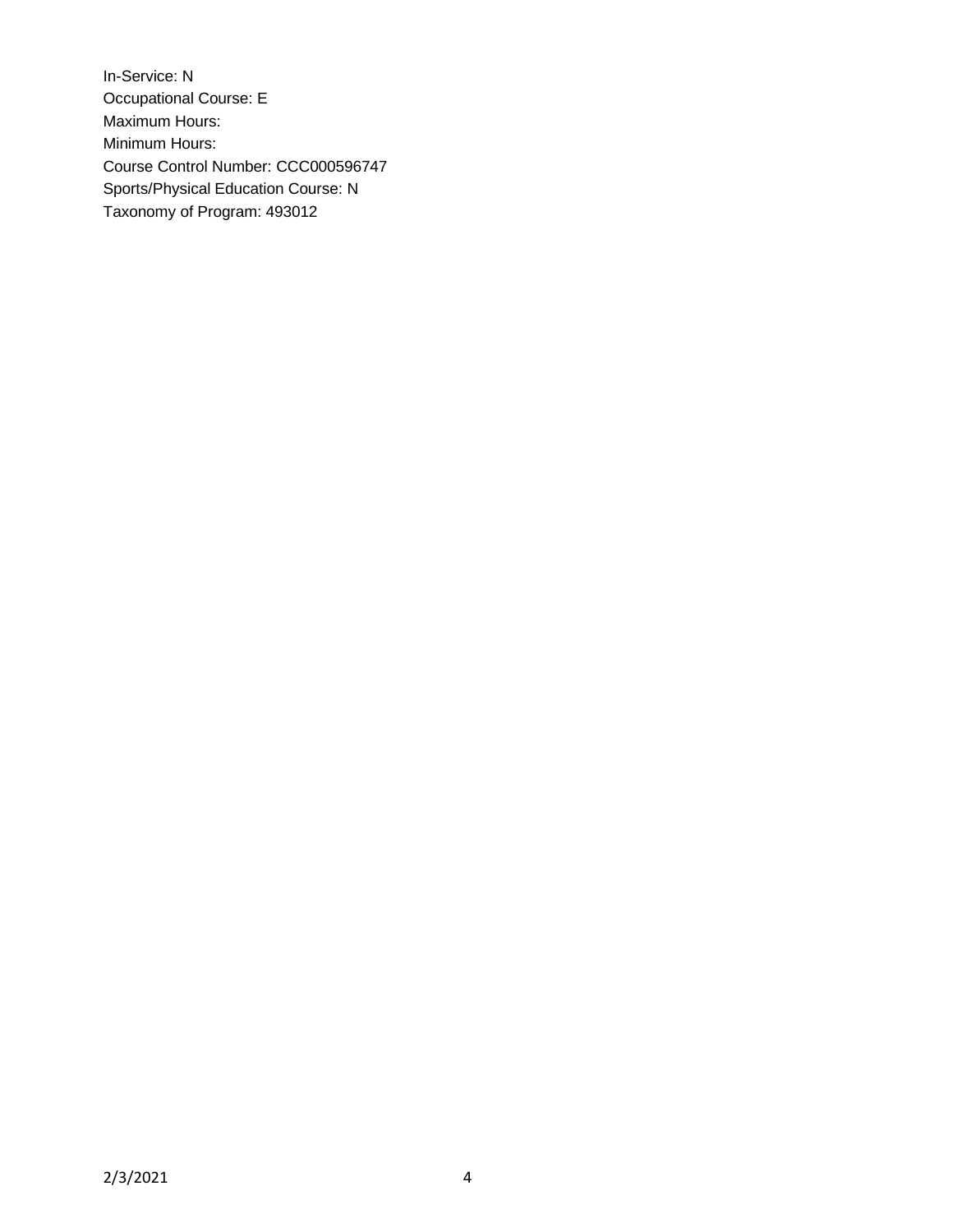In-Service: N
Occupational Course: E
Maximum Hours:
Minimum Hours:
Course Control Number: CCC000596747
Sports/Physical Education Course: N
Taxonomy of Program: 493012